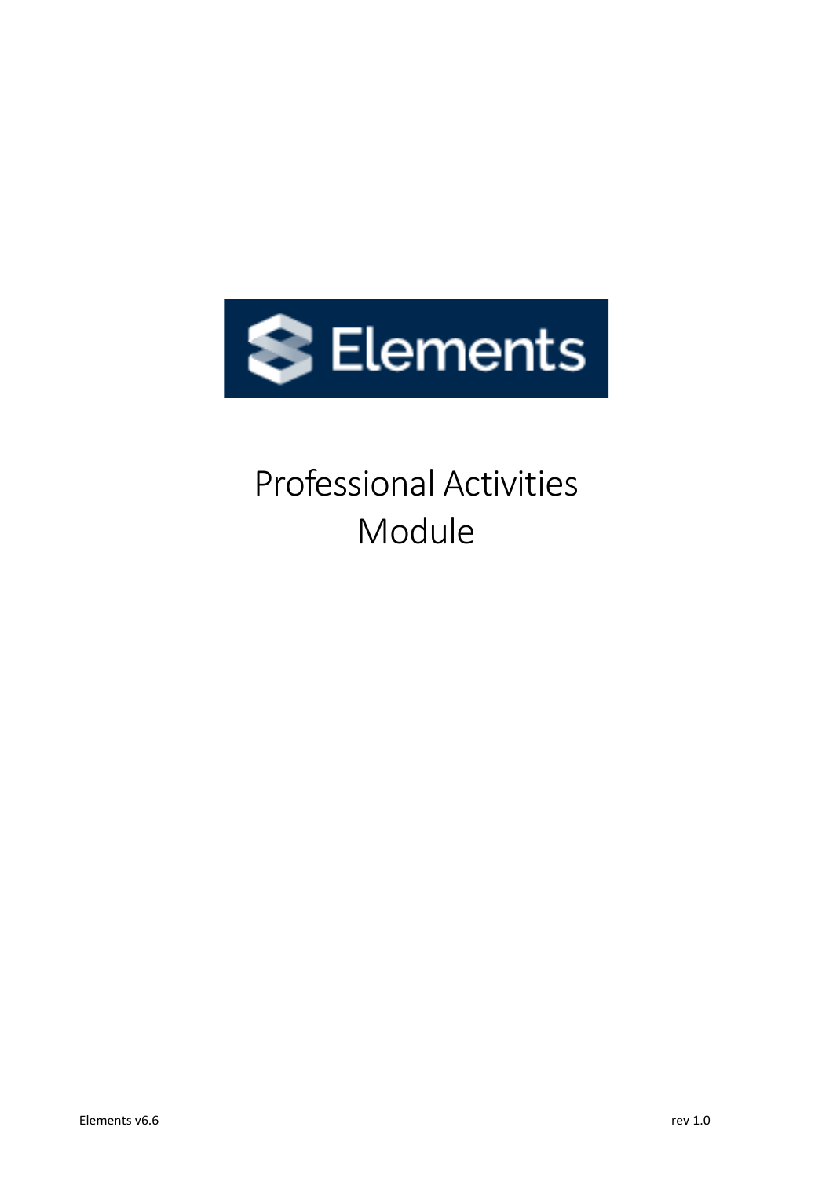Elements

# Professional Activities Module

Elements v6.6

rev 1.0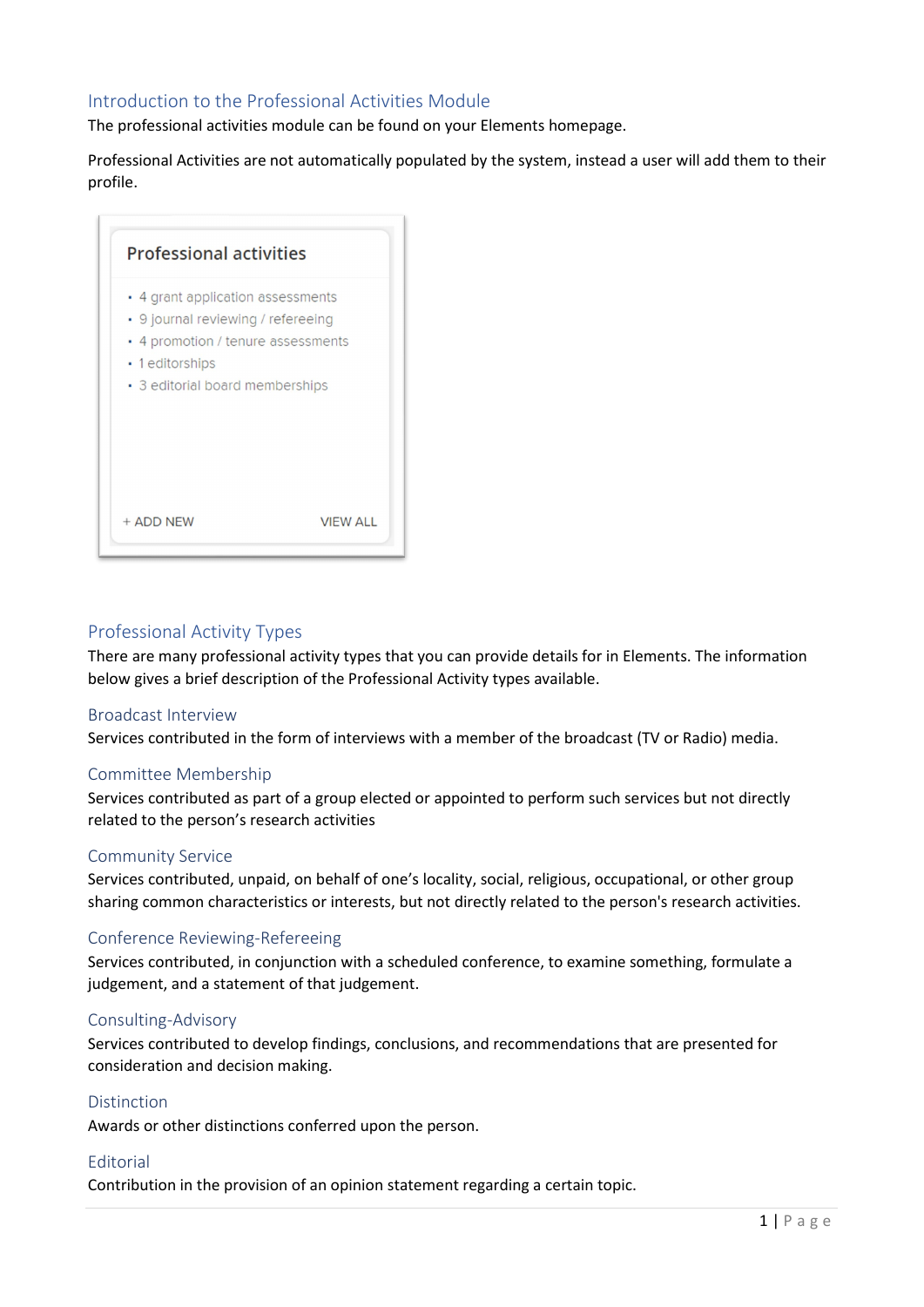## Introduction to the Professional Activities Module

The professional activities module can be found on your Elements homepage.

Professional Activities are not automatically populated by the system, instead a user will add them to their profile.

**Professional activities**

- 4 grant application assessments
- 9 journal reviewing / refereeing
- 4 promotion / tenure assessments
- 1 editorships
- 3 editorial board memberships

+ ADD NEW    VIEW ALL

## Professional Activity Types

There are many professional activity types that you can provide details for in Elements. The information below gives a brief description of the Professional Activity types available.

### Broadcast Interview

Services contributed in the form of interviews with a member of the broadcast (TV or Radio) media.

### Committee Membership

Services contributed as part of a group elected or appointed to perform such services but not directly related to the person's research activities

### Community Service

Services contributed, unpaid, on behalf of one's locality, social, religious, occupational, or other group sharing common characteristics or interests, but not directly related to the person's research activities.

### Conference Reviewing-Refereeing

Services contributed, in conjunction with a scheduled conference, to examine something, formulate a judgement, and a statement of that judgement.

### Consulting-Advisory

Services contributed to develop findings, conclusions, and recommendations that are presented for consideration and decision making.

### Distinction

Awards or other distinctions conferred upon the person.

### Editorial

Contribution in the provision of an opinion statement regarding a certain topic.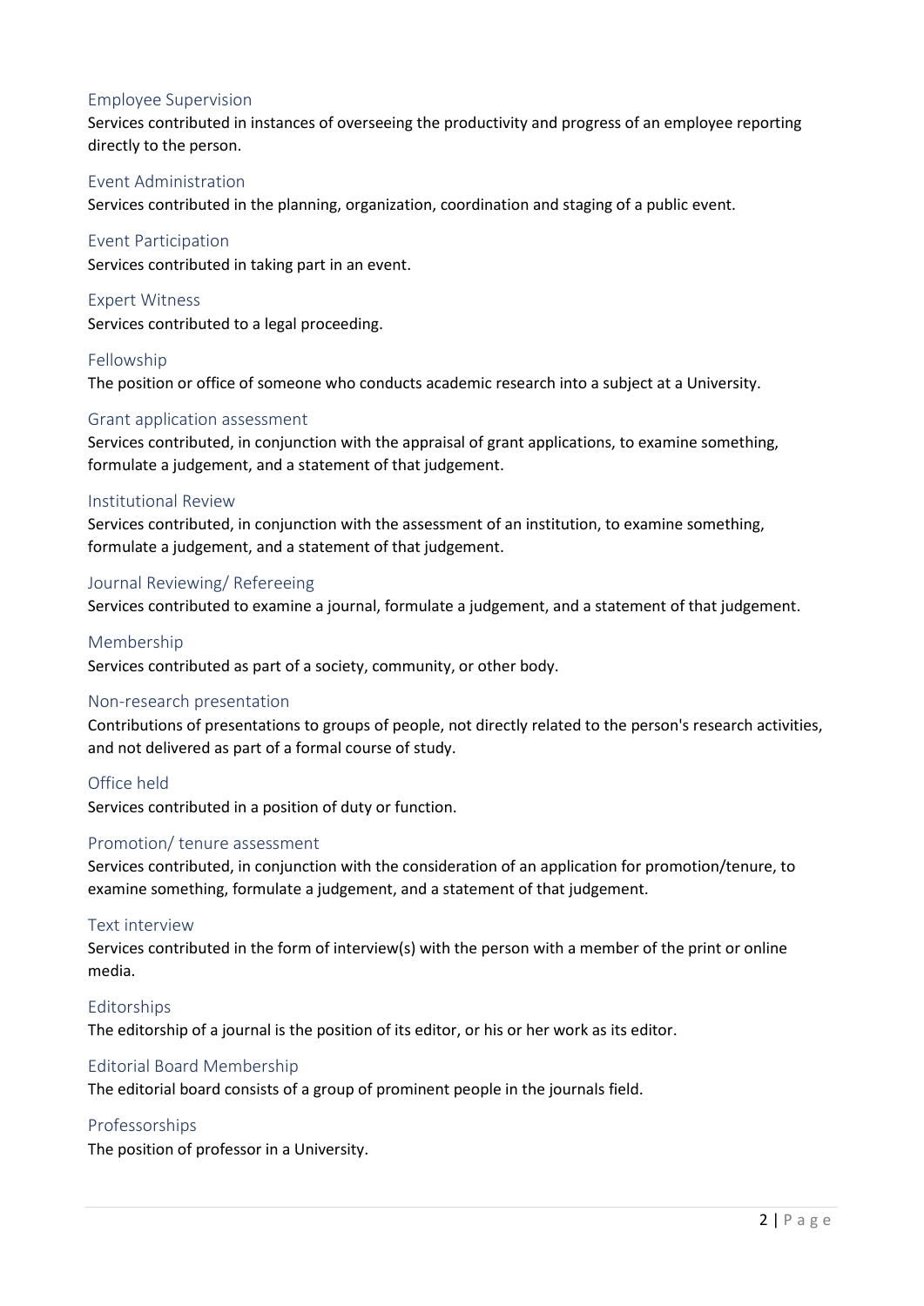### Employee Supervision

Services contributed in instances of overseeing the productivity and progress of an employee reporting directly to the person.

### Event Administration

Services contributed in the planning, organization, coordination and staging of a public event.

### Event Participation

Services contributed in taking part in an event.

### Expert Witness

Services contributed to a legal proceeding.

### Fellowship

The position or office of someone who conducts academic research into a subject at a University.

### Grant application assessment

Services contributed, in conjunction with the appraisal of grant applications, to examine something, formulate a judgement, and a statement of that judgement.

### Institutional Review

Services contributed, in conjunction with the assessment of an institution, to examine something, formulate a judgement, and a statement of that judgement.

### Journal Reviewing/ Refereeing

Services contributed to examine a journal, formulate a judgement, and a statement of that judgement.

### Membership

Services contributed as part of a society, community, or other body.

### Non-research presentation

Contributions of presentations to groups of people, not directly related to the person's research activities, and not delivered as part of a formal course of study.

### Office held

Services contributed in a position of duty or function.

### Promotion/ tenure assessment

Services contributed, in conjunction with the consideration of an application for promotion/tenure, to examine something, formulate a judgement, and a statement of that judgement.

### Text interview

Services contributed in the form of interview(s) with the person with a member of the print or online media.

### Editorships

The editorship of a journal is the position of its editor, or his or her work as its editor.

### Editorial Board Membership

The editorial board consists of a group of prominent people in the journals field.

### Professorships

The position of professor in a University.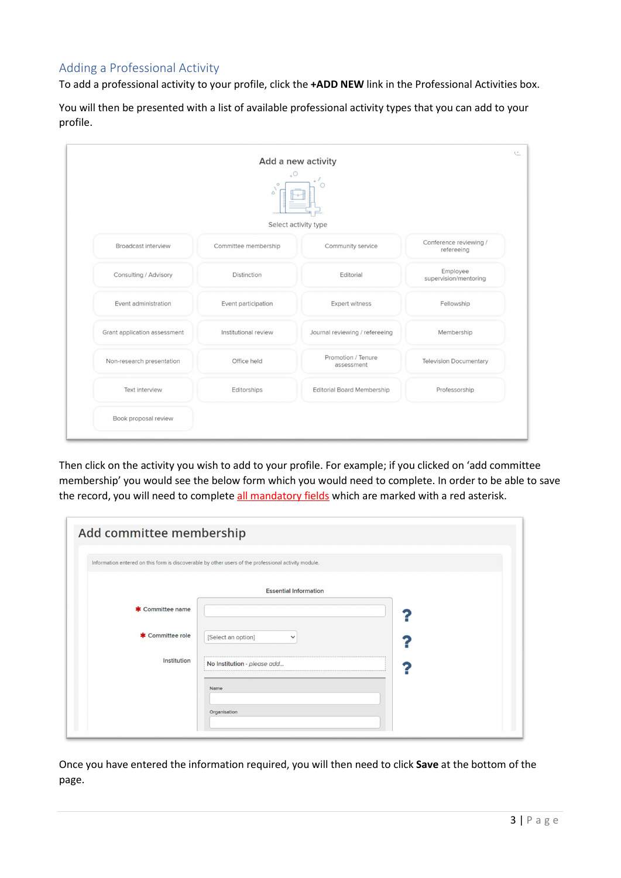## Adding a Professional Activity

To add a professional activity to your profile, click the **+ADD NEW** link in the Professional Activities box.

You will then be presented with a list of available professional activity types that you can add to your profile.

Add a new activity

Select activity type

| | | | |
|---|---|---|---|
| Broadcast interview | Committee membership | Community service | Conference reviewing / refereeing |
| Consulting / Advisory | Distinction | Editorial | Employee supervision/mentoring |
| Event administration | Event participation | Expert witness | Fellowship |
| Grant application assessment | Institutional review | Journal reviewing / refereeing | Membership |
| Non-research presentation | Office held | Promotion / Tenure assessment | Television Documentary |
| Text interview | Editorships | Editorial Board Membership | Professorship |
| Book proposal review | | | |

Then click on the activity you wish to add to your profile. For example; if you clicked on 'add committee membership' you would see the below form which you would need to complete. In order to be able to save the record, you will need to complete all mandatory fields which are marked with a red asterisk.

Add committee membership

Information entered on this form is discoverable by other users of the professional activity module.

Essential Information

* Committee name
* Committee role [Select an option]

Institution: No Institution - *please add...*

Name

Organisation

Once you have entered the information required, you will then need to click **Save** at the bottom of the page.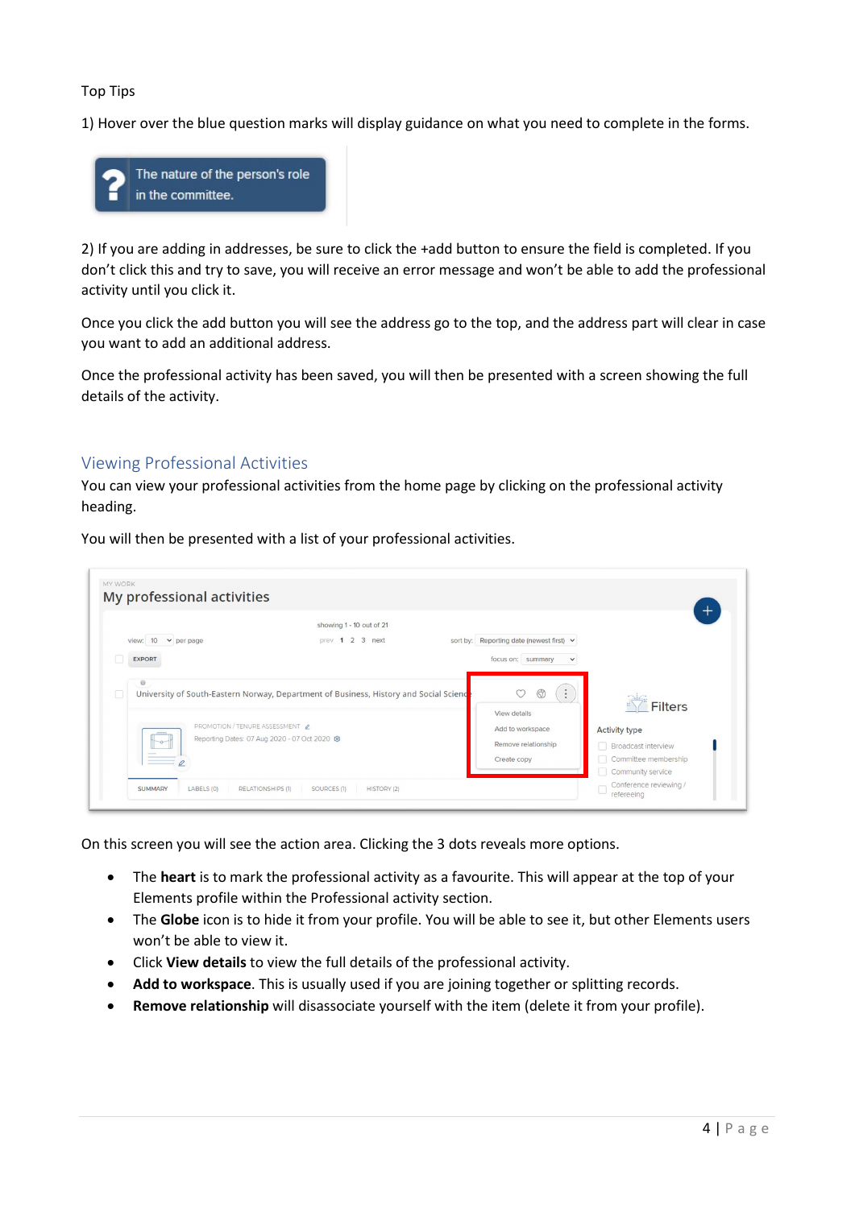Top Tips

1) Hover over the blue question marks will display guidance on what you need to complete in the forms.

2) If you are adding in addresses, be sure to click the +add button to ensure the field is completed. If you don't click this and try to save, you will receive an error message and won't be able to add the professional activity until you click it.

Once you click the add button you will see the address go to the top, and the address part will clear in case you want to add an additional address.

Once the professional activity has been saved, you will then be presented with a screen showing the full details of the activity.

## Viewing Professional Activities

You can view your professional activities from the home page by clicking on the professional activity heading.

You will then be presented with a list of your professional activities.

On this screen you will see the action area. Clicking the 3 dots reveals more options.

- The **heart** is to mark the professional activity as a favourite. This will appear at the top of your Elements profile within the Professional activity section.
- The **Globe** icon is to hide it from your profile. You will be able to see it, but other Elements users won't be able to view it.
- Click **View details** to view the full details of the professional activity.
- **Add to workspace**. This is usually used if you are joining together or splitting records.
- **Remove relationship** will disassociate yourself with the item (delete it from your profile).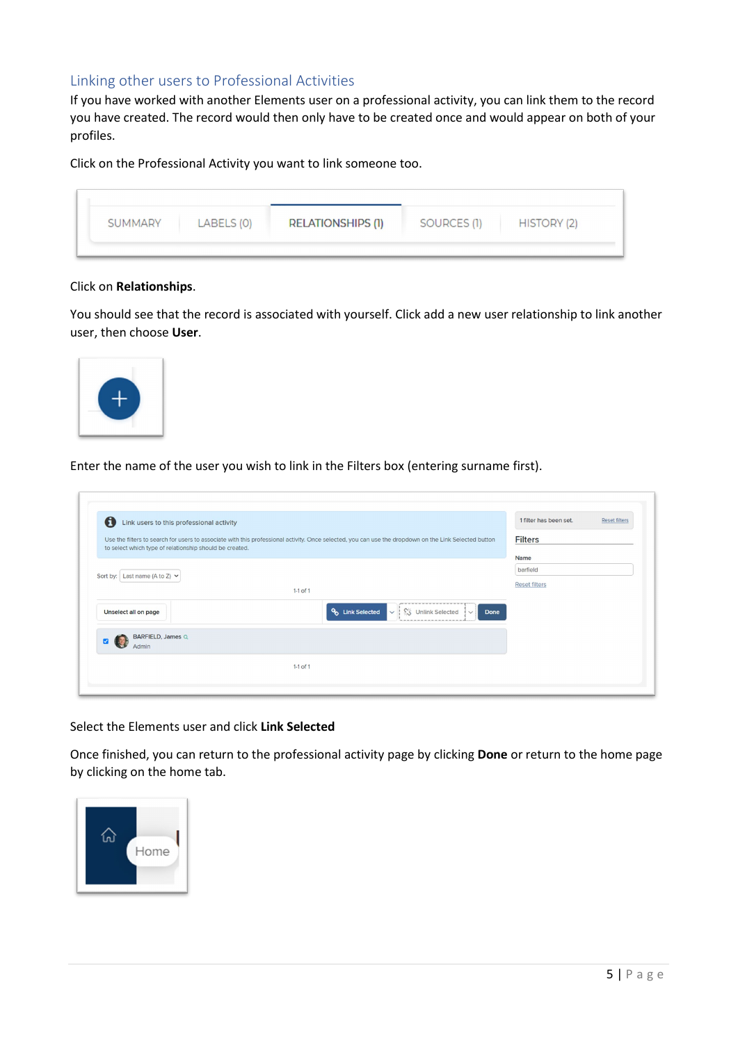## Linking other users to Professional Activities

If you have worked with another Elements user on a professional activity, you can link them to the record you have created. The record would then only have to be created once and would appear on both of your profiles.

Click on the Professional Activity you want to link someone too.

Click on **Relationships**.

You should see that the record is associated with yourself. Click add a new user relationship to link another user, then choose **User**.

Enter the name of the user you wish to link in the Filters box (entering surname first).

Select the Elements user and click **Link Selected**

Once finished, you can return to the professional activity page by clicking **Done** or return to the home page by clicking on the home tab.